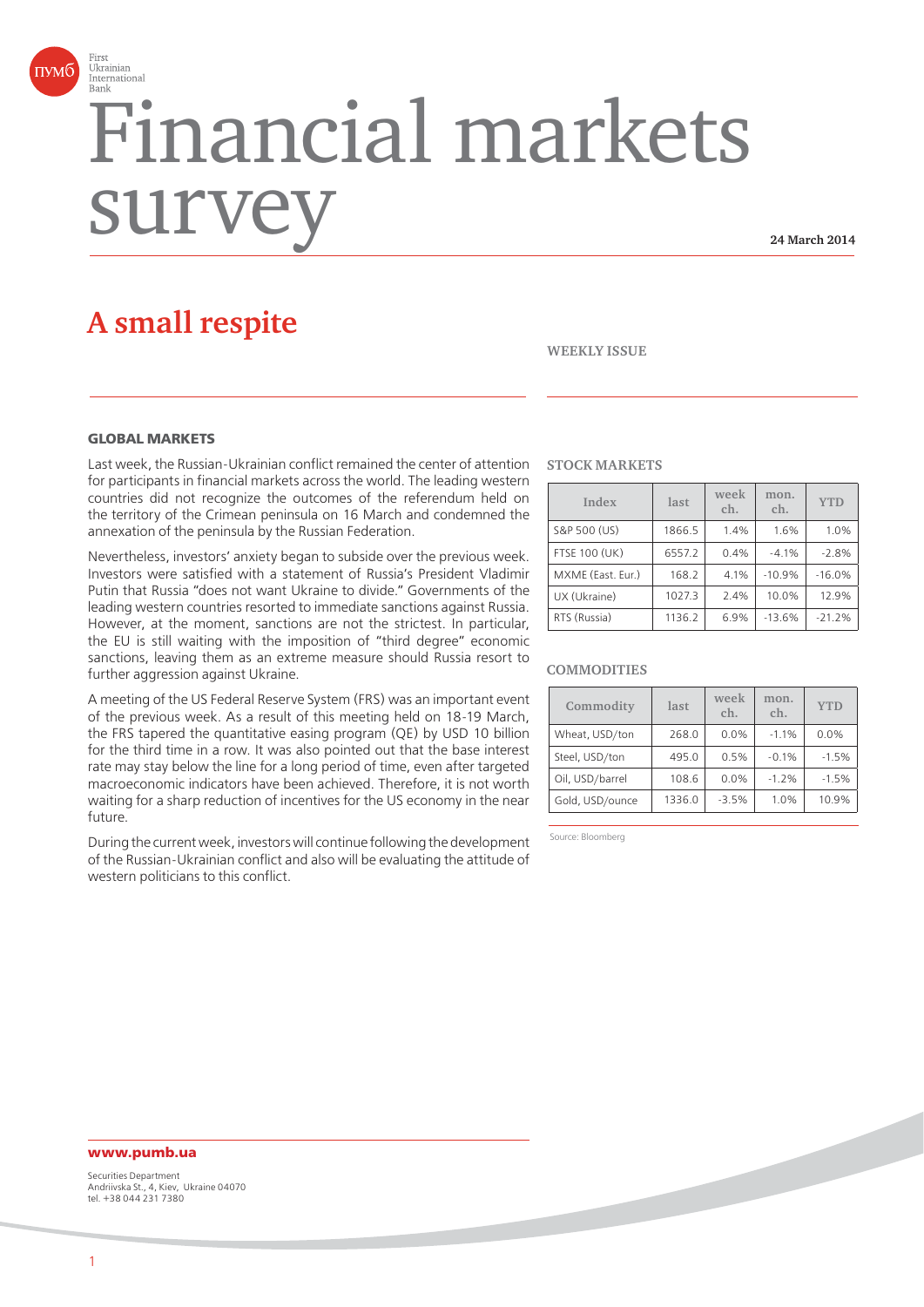First Ukrainian International Bank

# Financial markets survey

24 March 2014

## A small respite

WEEKLY ISSUE

### GLOBAL MARKETS

Last week, the Russian-Ukrainian conflict remained the center of attention for participants in financial markets across the world. The leading western countries did not recognize the outcomes of the referendum held on the territory of the Crimean peninsula on 16 March and condemned the annexation of the peninsula by the Russian Federation.

Nevertheless, investors' anxiety began to subside over the previous week. Investors were satisfied with a statement of Russia's President Vladimir Putin that Russia "does not want Ukraine to divide." Governments of the leading western countries resorted to immediate sanctions against Russia. However, at the moment, sanctions are not the strictest. In particular, the EU is still waiting with the imposition of "third degree" economic sanctions, leaving them as an extreme measure should Russia resort to further aggression against Ukraine.

A meeting of the US Federal Reserve System (FRS) was an important event of the previous week. As a result of this meeting held on 18-19 March, the FRS tapered the quantitative easing program (QE) by USD 10 billion for the third time in a row. It was also pointed out that the base interest rate may stay below the line for a long period of time, even after targeted macroeconomic indicators have been achieved. Therefore, it is not worth waiting for a sharp reduction of incentives for the US economy in the near future.

During the current week, investors will continue following the development of the Russian-Ukrainian conflict and also will be evaluating the attitude of western politicians to this conflict.

#### STOCK MARKETS

| Index | last | week ch. | mon. ch. | YTD |
|---|---|---|---|---|
| S&P 500 (US) | 1866.5 | 1.4% | 1.6% | 1.0% |
| FTSE 100 (UK) | 6557.2 | 0.4% | -4.1% | -2.8% |
| MXME (East. Eur.) | 168.2 | 4.1% | -10.9% | -16.0% |
| UX (Ukraine) | 1027.3 | 2.4% | 10.0% | 12.9% |
| RTS (Russia) | 1136.2 | 6.9% | -13.6% | -21.2% |

#### COMMODITIES

| Commodity | last | week ch. | mon. ch. | YTD |
|---|---|---|---|---|
| Wheat, USD/ton | 268.0 | 0.0% | -1.1% | 0.0% |
| Steel, USD/ton | 495.0 | 0.5% | -0.1% | -1.5% |
| Oil, USD/barrel | 108.6 | 0.0% | -1.2% | -1.5% |
| Gold, USD/ounce | 1336.0 | -3.5% | 1.0% | 10.9% |

Source: Bloomberg

**www.pumb.ua**

Securities Department
Andriivska St., 4, Kiev, Ukraine 04070
tel. +38 044 231 7380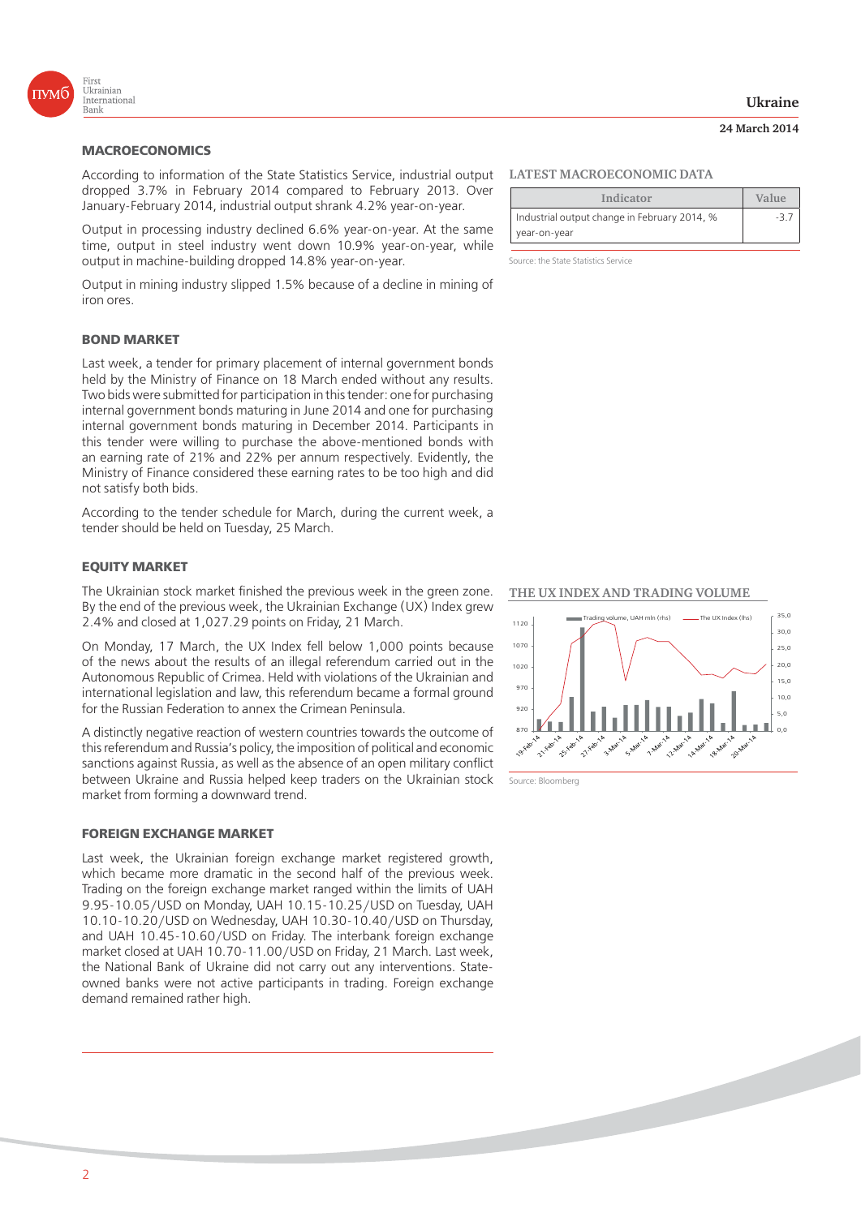## MACROECONOMICS

According to information of the State Statistics Service, industrial output dropped 3.7% in February 2014 compared to February 2013. Over January-February 2014, industrial output shrank 4.2% year-on-year.

Output in processing industry declined 6.6% year-on-year. At the same time, output in steel industry went down 10.9% year-on-year, while output in machine-building dropped 14.8% year-on-year.

Output in mining industry slipped 1.5% because of a decline in mining of iron ores.

### LATEST MACROECONOMIC DATA

| Indicator | Value |
|---|---|
| Industrial output change in February 2014, % year-on-year | -3.7 |

Source: the State Statistics Service

## BOND MARKET

Last week, a tender for primary placement of internal government bonds held by the Ministry of Finance on 18 March ended without any results. Two bids were submitted for participation in this tender: one for purchasing internal government bonds maturing in June 2014 and one for purchasing internal government bonds maturing in December 2014. Participants in this tender were willing to purchase the above-mentioned bonds with an earning rate of 21% and 22% per annum respectively. Evidently, the Ministry of Finance considered these earning rates to be too high and did not satisfy both bids.

According to the tender schedule for March, during the current week, a tender should be held on Tuesday, 25 March.

## EQUITY MARKET

The Ukrainian stock market finished the previous week in the green zone. By the end of the previous week, the Ukrainian Exchange (UX) Index grew 2.4% and closed at 1,027.29 points on Friday, 21 March.

On Monday, 17 March, the UX Index fell below 1,000 points because of the news about the results of an illegal referendum carried out in the Autonomous Republic of Crimea. Held with violations of the Ukrainian and international legislation and law, this referendum became a formal ground for the Russian Federation to annex the Crimean Peninsula.

A distinctly negative reaction of western countries towards the outcome of this referendum and Russia's policy, the imposition of political and economic sanctions against Russia, as well as the absence of an open military conflict between Ukraine and Russia helped keep traders on the Ukrainian stock market from forming a downward trend.

### THE UX INDEX AND TRADING VOLUME

Trading volume, UAH mln (rhs)
The UX Index (lhs)

1120
1070
1020
970
920
870

35,0
30,0
25,0
20,0
15,0
10,0
5,0
0,0

19-Feb-14, 21-Feb-14, 25-Feb-14, 27-Feb-14, 3-Mar-14, 5-Mar-14, 7-Mar-14, 12-Mar-14, 14-Mar-14, 18-Mar-14, 20-Mar-14

Source: Bloomberg

## FOREIGN EXCHANGE MARKET

Last week, the Ukrainian foreign exchange market registered growth, which became more dramatic in the second half of the previous week. Trading on the foreign exchange market ranged within the limits of UAH 9.95-10.05/USD on Monday, UAH 10.15-10.25/USD on Tuesday, UAH 10.10-10.20/USD on Wednesday, UAH 10.30-10.40/USD on Thursday, and UAH 10.45-10.60/USD on Friday. The interbank foreign exchange market closed at UAH 10.70-11.00/USD on Friday, 21 March. Last week, the National Bank of Ukraine did not carry out any interventions. State-owned banks were not active participants in trading. Foreign exchange demand remained rather high.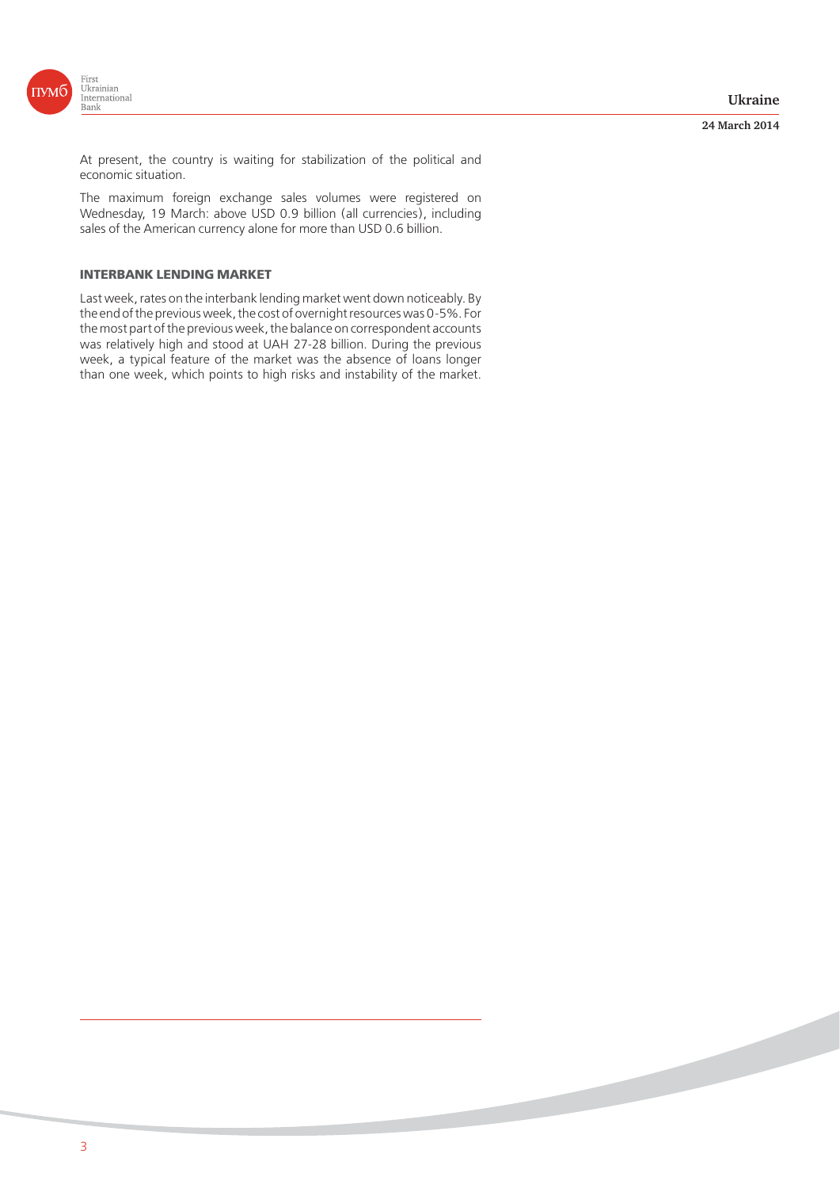At present, the country is waiting for stabilization of the political and economic situation.

The maximum foreign exchange sales volumes were registered on Wednesday, 19 March: above USD 0.9 billion (all currencies), including sales of the American currency alone for more than USD 0.6 billion.

## INTERBANK LENDING MARKET

Last week, rates on the interbank lending market went down noticeably. By the end of the previous week, the cost of overnight resources was 0-5%. For the most part of the previous week, the balance on correspondent accounts was relatively high and stood at UAH 27-28 billion. During the previous week, a typical feature of the market was the absence of loans longer than one week, which points to high risks and instability of the market.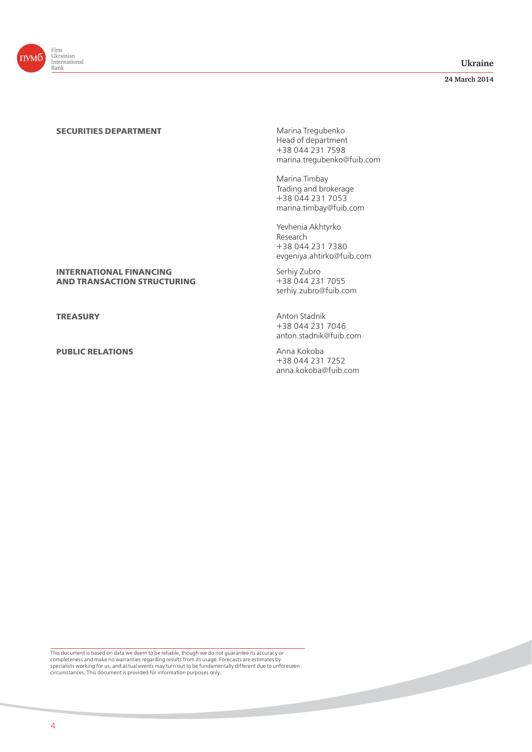**SECURITIES DEPARTMENT**

Marina Tregubenko
Head of department
+38 044 231 7598
marina.tregubenko@fuib.com

Marina Timbay
Trading and brokerage
+38 044 231 7053
marina.timbay@fuib.com

Yevhenia Akhtyrko
Research
+38 044 231 7380
evgeniya.ahtirko@fuib.com

**INTERNATIONAL FINANCING AND TRANSACTION STRUCTURING**

Serhiy Zubro
+38 044 231 7055
serhiy.zubro@fuib.com

**TREASURY**

Anton Stadnik
+38 044 231 7046
anton.stadnik@fuib.com

**PUBLIC RELATIONS**

Anna Kokoba
+38 044 231 7252
anna.kokoba@fuib.com

This document is based on data we deem to be reliable, though we do not guarantee its accuracy or completeness and make no warranties regarding results from its usage. Forecasts are estimates by specialists working for us, and actual events may turn out to be fundamentally different due to unforeseen circumstances. This document is provided for information purposes only.